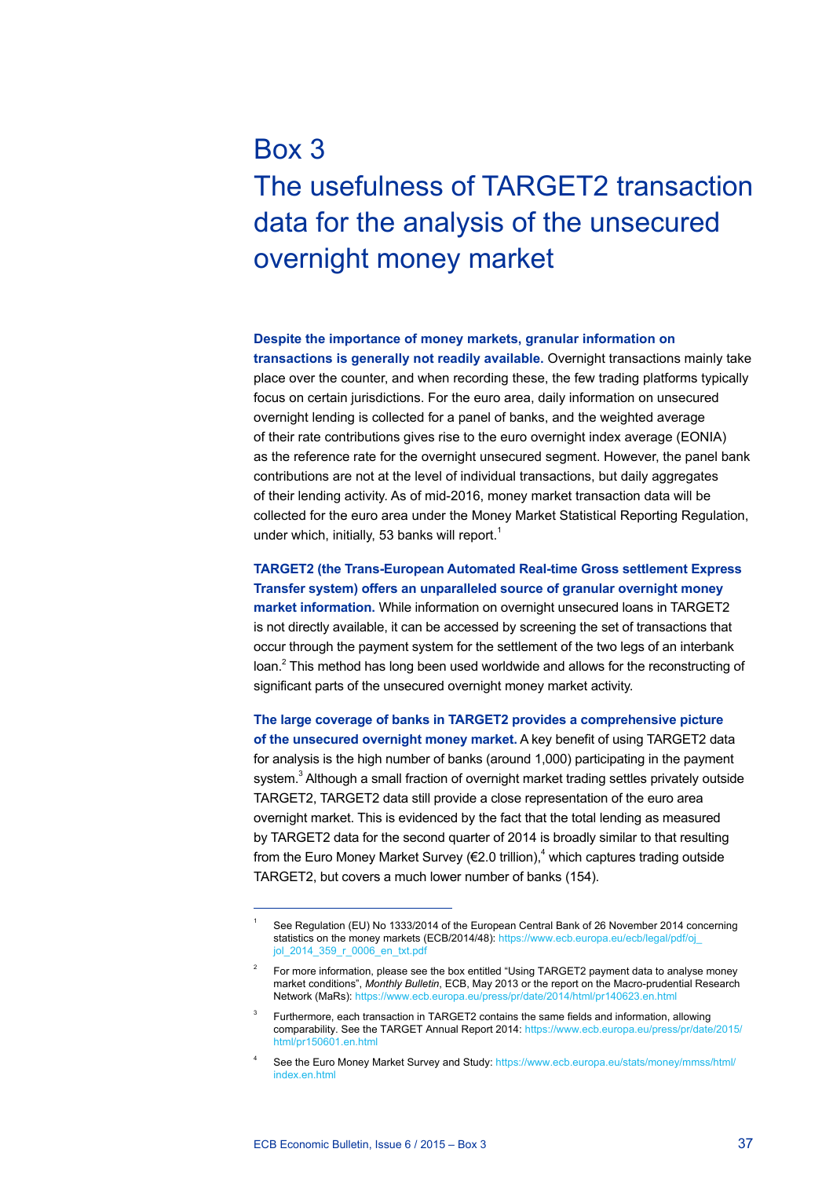# Box 3
# The usefulness of TARGET2 transaction data for the analysis of the unsecured overnight money market

**Despite the importance of money markets, granular information on transactions is generally not readily available.** Overnight transactions mainly take place over the counter, and when recording these, the few trading platforms typically focus on certain jurisdictions. For the euro area, daily information on unsecured overnight lending is collected for a panel of banks, and the weighted average of their rate contributions gives rise to the euro overnight index average (EONIA) as the reference rate for the overnight unsecured segment. However, the panel bank contributions are not at the level of individual transactions, but daily aggregates of their lending activity. As of mid-2016, money market transaction data will be collected for the euro area under the Money Market Statistical Reporting Regulation, under which, initially, 53 banks will report.[1]

**TARGET2 (the Trans-European Automated Real-time Gross settlement Express Transfer system) offers an unparalleled source of granular overnight money market information.** While information on overnight unsecured loans in TARGET2 is not directly available, it can be accessed by screening the set of transactions that occur through the payment system for the settlement of the two legs of an interbank loan.[2] This method has long been used worldwide and allows for the reconstructing of significant parts of the unsecured overnight money market activity.

**The large coverage of banks in TARGET2 provides a comprehensive picture of the unsecured overnight money market.** A key benefit of using TARGET2 data for analysis is the high number of banks (around 1,000) participating in the payment system.[3] Although a small fraction of overnight market trading settles privately outside TARGET2, TARGET2 data still provide a close representation of the euro area overnight market. This is evidenced by the fact that the total lending as measured by TARGET2 data for the second quarter of 2014 is broadly similar to that resulting from the Euro Money Market Survey (€2.0 trillion),[4] which captures trading outside TARGET2, but covers a much lower number of banks (154).

---

[1] See Regulation (EU) No 1333/2014 of the European Central Bank of 26 November 2014 concerning statistics on the money markets (ECB/2014/48): https://www.ecb.europa.eu/ecb/legal/pdf/oj_jol_2014_359_r_0006_en_txt.pdf

[2] For more information, please see the box entitled "Using TARGET2 payment data to analyse money market conditions", *Monthly Bulletin*, ECB, May 2013 or the report on the Macro-prudential Research Network (MaRs): https://www.ecb.europa.eu/press/pr/date/2014/html/pr140623.en.html

[3] Furthermore, each transaction in TARGET2 contains the same fields and information, allowing comparability. See the TARGET Annual Report 2014: https://www.ecb.europa.eu/press/pr/date/2015/html/pr150601.en.html

[4] See the Euro Money Market Survey and Study: https://www.ecb.europa.eu/stats/money/mmss/html/index.en.html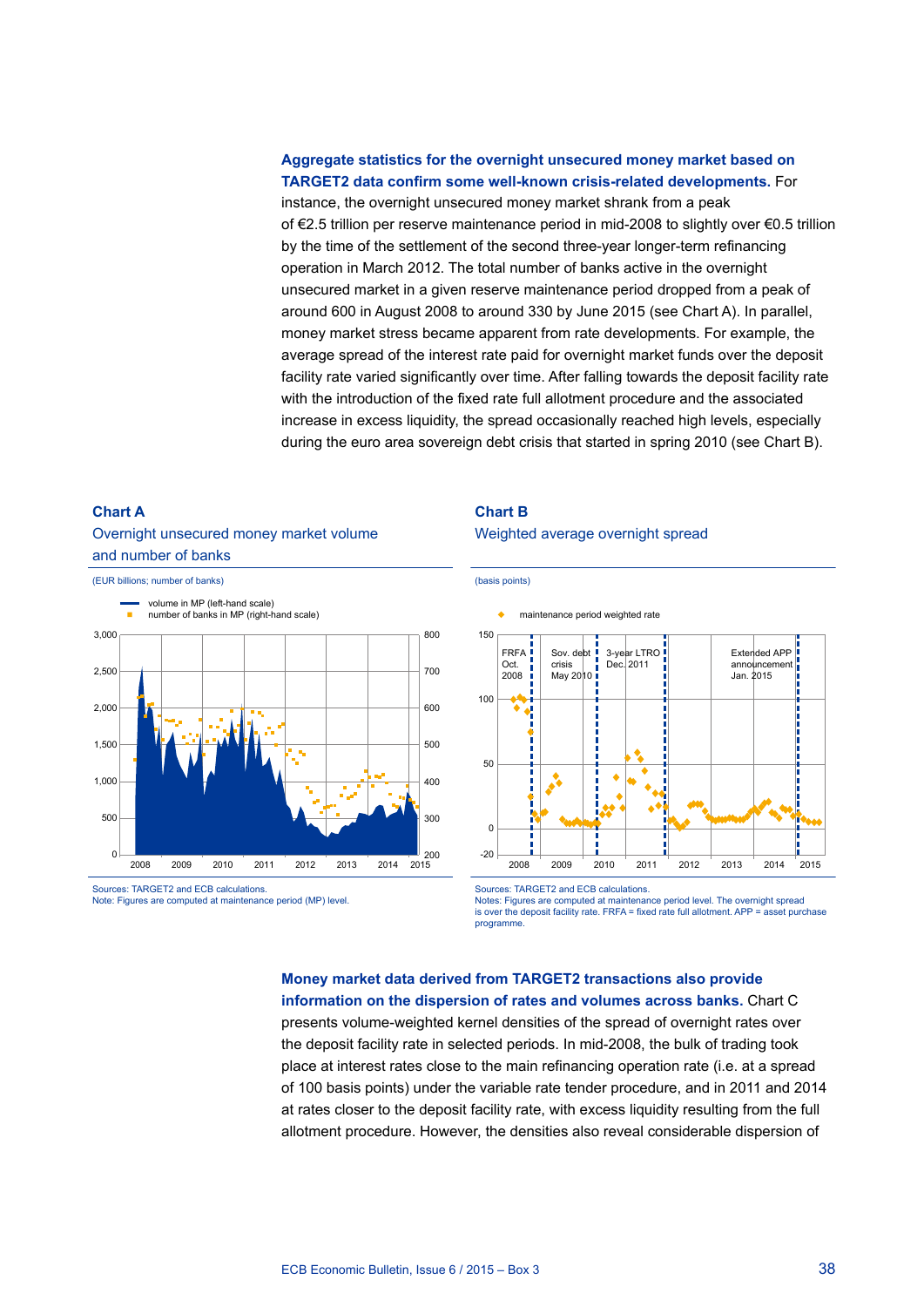**Aggregate statistics for the overnight unsecured money market based on TARGET2 data confirm some well-known crisis-related developments.** For instance, the overnight unsecured money market shrank from a peak of €2.5 trillion per reserve maintenance period in mid-2008 to slightly over €0.5 trillion by the time of the settlement of the second three-year longer-term refinancing operation in March 2012. The total number of banks active in the overnight unsecured market in a given reserve maintenance period dropped from a peak of around 600 in August 2008 to around 330 by June 2015 (see Chart A). In parallel, money market stress became apparent from rate developments. For example, the average spread of the interest rate paid for overnight market funds over the deposit facility rate varied significantly over time. After falling towards the deposit facility rate with the introduction of the fixed rate full allotment procedure and the associated increase in excess liquidity, the spread occasionally reached high levels, especially during the euro area sovereign debt crisis that started in spring 2010 (see Chart B).

**Chart A**
Overnight unsecured money market volume and number of banks

(EUR billions; number of banks)

Sources: TARGET2 and ECB calculations.
Note: Figures are computed at maintenance period (MP) level.

**Chart B**
Weighted average overnight spread

(basis points)

Sources: TARGET2 and ECB calculations.
Notes: Figures are computed at maintenance period level. The overnight spread is over the deposit facility rate. FRFA = fixed rate full allotment. APP = asset purchase programme.

**Money market data derived from TARGET2 transactions also provide information on the dispersion of rates and volumes across banks.** Chart C presents volume-weighted kernel densities of the spread of overnight rates over the deposit facility rate in selected periods. In mid-2008, the bulk of trading took place at interest rates close to the main refinancing operation rate (i.e. at a spread of 100 basis points) under the variable rate tender procedure, and in 2011 and 2014 at rates closer to the deposit facility rate, with excess liquidity resulting from the full allotment procedure. However, the densities also reveal considerable dispersion of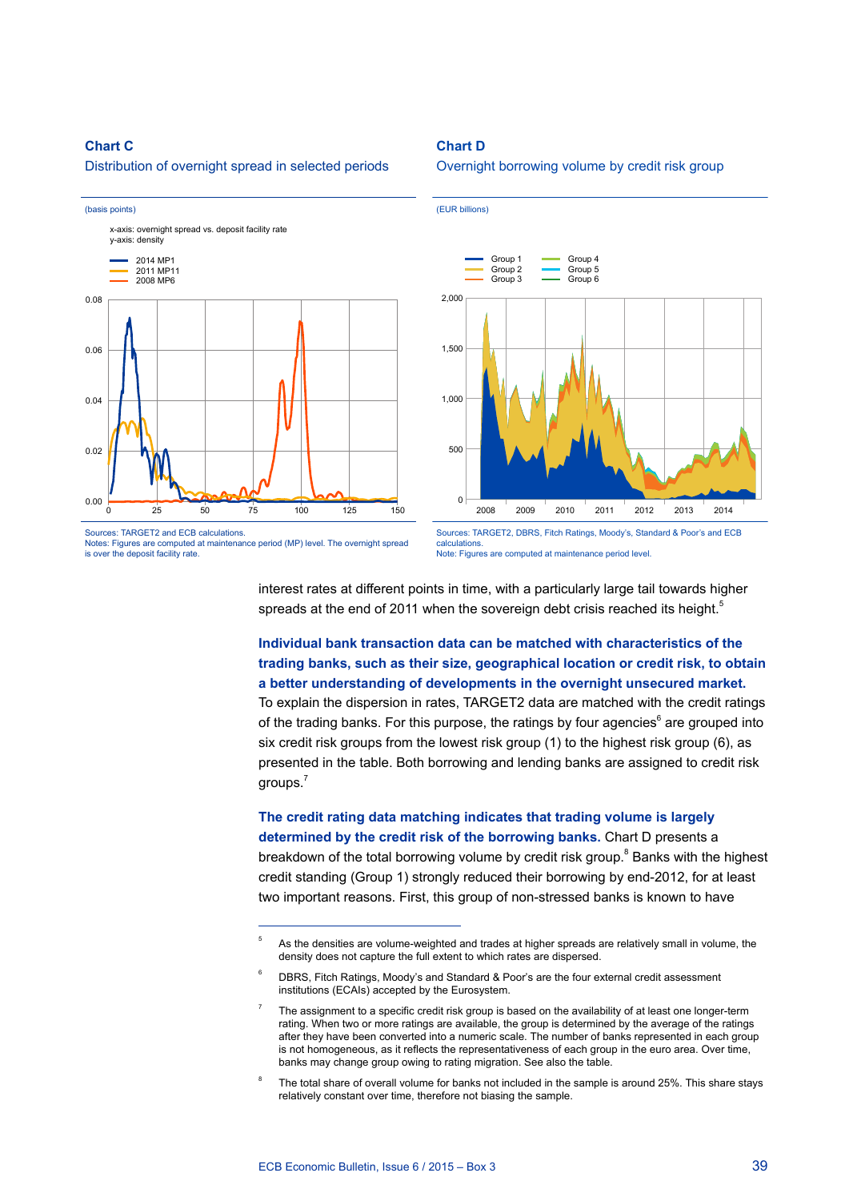**Chart C**

Distribution of overnight spread in selected periods

(basis points)

x-axis: overnight spread vs. deposit facility rate
y-axis: density

Sources: TARGET2 and ECB calculations.
Notes: Figures are computed at maintenance period (MP) level. The overnight spread is over the deposit facility rate.

**Chart D**

Overnight borrowing volume by credit risk group

(EUR billions)

Sources: TARGET2, DBRS, Fitch Ratings, Moody's, Standard & Poor's and ECB calculations.
Note: Figures are computed at maintenance period level.

interest rates at different points in time, with a particularly large tail towards higher spreads at the end of 2011 when the sovereign debt crisis reached its height.[5]

**Individual bank transaction data can be matched with characteristics of the trading banks, such as their size, geographical location or credit risk, to obtain a better understanding of developments in the overnight unsecured market.** To explain the dispersion in rates, TARGET2 data are matched with the credit ratings of the trading banks. For this purpose, the ratings by four agencies[6] are grouped into six credit risk groups from the lowest risk group (1) to the highest risk group (6), as presented in the table. Both borrowing and lending banks are assigned to credit risk groups.[7]

**The credit rating data matching indicates that trading volume is largely determined by the credit risk of the borrowing banks.** Chart D presents a breakdown of the total borrowing volume by credit risk group.[8] Banks with the highest credit standing (Group 1) strongly reduced their borrowing by end-2012, for at least two important reasons. First, this group of non-stressed banks is known to have

---

[5] As the densities are volume-weighted and trades at higher spreads are relatively small in volume, the density does not capture the full extent to which rates are dispersed.

[6] DBRS, Fitch Ratings, Moody's and Standard & Poor's are the four external credit assessment institutions (ECAIs) accepted by the Eurosystem.

[7] The assignment to a specific credit risk group is based on the availability of at least one longer-term rating. When two or more ratings are available, the group is determined by the average of the ratings after they have been converted into a numeric scale. The number of banks represented in each group is not homogeneous, as it reflects the representativeness of each group in the euro area. Over time, banks may change group owing to rating migration. See also the table.

[8] The total share of overall volume for banks not included in the sample is around 25%. This share stays relatively constant over time, therefore not biasing the sample.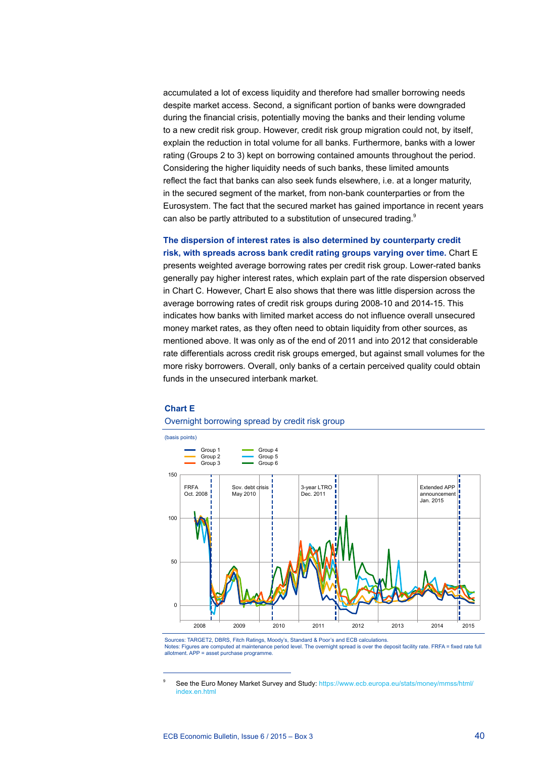accumulated a lot of excess liquidity and therefore had smaller borrowing needs despite market access. Second, a significant portion of banks were downgraded during the financial crisis, potentially moving the banks and their lending volume to a new credit risk group. However, credit risk group migration could not, by itself, explain the reduction in total volume for all banks. Furthermore, banks with a lower rating (Groups 2 to 3) kept on borrowing contained amounts throughout the period. Considering the higher liquidity needs of such banks, these limited amounts reflect the fact that banks can also seek funds elsewhere, i.e. at a longer maturity, in the secured segment of the market, from non-bank counterparties or from the Eurosystem. The fact that the secured market has gained importance in recent years can also be partly attributed to a substitution of unsecured trading.[9]

**The dispersion of interest rates is also determined by counterparty credit risk, with spreads across bank credit rating groups varying over time.** Chart E presents weighted average borrowing rates per credit risk group. Lower-rated banks generally pay higher interest rates, which explain part of the rate dispersion observed in Chart C. However, Chart E also shows that there was little dispersion across the average borrowing rates of credit risk groups during 2008-10 and 2014-15. This indicates how banks with limited market access do not influence overall unsecured money market rates, as they often need to obtain liquidity from other sources, as mentioned above. It was only as of the end of 2011 and into 2012 that considerable rate differentials across credit risk groups emerged, but against small volumes for the more risky borrowers. Overall, only banks of a certain perceived quality could obtain funds in the unsecured interbank market.

**Chart E**

Overnight borrowing spread by credit risk group

(basis points)

Sources: TARGET2, DBRS, Fitch Ratings, Moody's, Standard & Poor's and ECB calculations.
Notes: Figures are computed at maintenance period level. The overnight spread is over the deposit facility rate. FRFA = fixed rate full allotment. APP = asset purchase programme.

[9] See the Euro Money Market Survey and Study: https://www.ecb.europa.eu/stats/money/mmss/html/index.en.html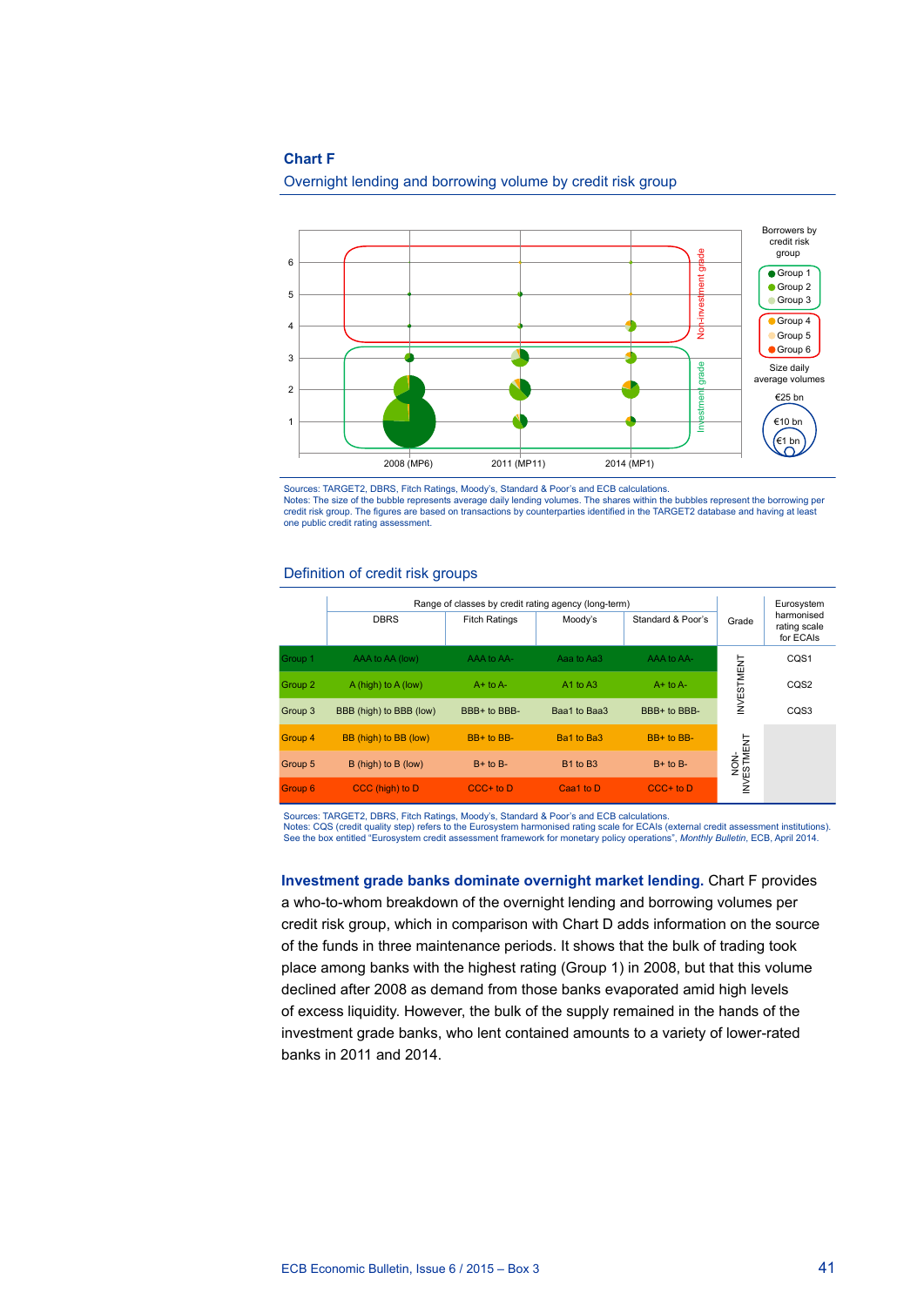**Chart F**

Overnight lending and borrowing volume by credit risk group

Borrowers by credit risk group

Group 1
Group 2
Group 3
Group 4
Group 5
Group 6

Size daily average volumes

€25 bn
€10 bn
€1 bn

Non-investment grade

Investment grade

6
5
4
3
2
1

2008 (MP6)
2011 (MP11)
2014 (MP1)

Sources: TARGET2, DBRS, Fitch Ratings, Moody's, Standard & Poor's and ECB calculations.
Notes: The size of the bubble represents average daily lending volumes. The shares within the bubbles represent the borrowing per credit risk group. The figures are based on transactions by counterparties identified in the TARGET2 database and having at least one public credit rating assessment.

## Definition of credit risk groups

| | Range of classes by credit rating agency (long-term) | | | | Grade | Eurosystem harmonised rating scale for ECAIs |
|---|---|---|---|---|---|---|
| | DBRS | Fitch Ratings | Moody's | Standard & Poor's | | |
| Group 1 | AAA to AA (low) | AAA to AA- | Aaa to Aa3 | AAA to AA- | INVESTMENT | CQS1 |
| Group 2 | A (high) to A (low) | A+ to A- | A1 to A3 | A+ to A- | INVESTMENT | CQS2 |
| Group 3 | BBB (high) to BBB (low) | BBB+ to BBB- | Baa1 to Baa3 | BBB+ to BBB- | INVESTMENT | CQS3 |
| Group 4 | BB (high) to BB (low) | BB+ to BB- | Ba1 to Ba3 | BB+ to BB- | NON-INVESTMENT | |
| Group 5 | B (high) to B (low) | B+ to B- | B1 to B3 | B+ to B- | NON-INVESTMENT | |
| Group 6 | CCC (high) to D | CCC+ to D | Caa1 to D | CCC+ to D | NON-INVESTMENT | |

Sources: TARGET2, DBRS, Fitch Ratings, Moody's, Standard & Poor's and ECB calculations.
Notes: CQS (credit quality step) refers to the Eurosystem harmonised rating scale for ECAIs (external credit assessment institutions). See the box entitled "Eurosystem credit assessment framework for monetary policy operations", *Monthly Bulletin*, ECB, April 2014.

**Investment grade banks dominate overnight market lending.** Chart F provides a who-to-whom breakdown of the overnight lending and borrowing volumes per credit risk group, which in comparison with Chart D adds information on the source of the funds in three maintenance periods. It shows that the bulk of trading took place among banks with the highest rating (Group 1) in 2008, but that this volume declined after 2008 as demand from those banks evaporated amid high levels of excess liquidity. However, the bulk of the supply remained in the hands of the investment grade banks, who lent contained amounts to a variety of lower-rated banks in 2011 and 2014.